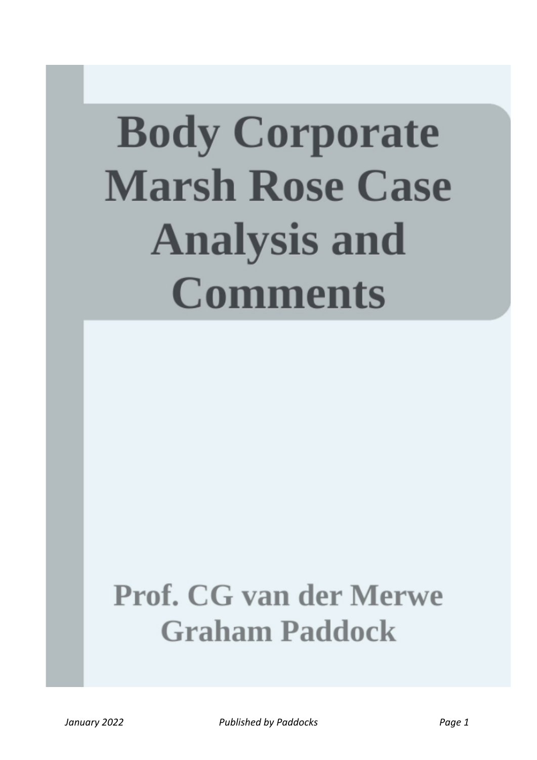# Body Corporate Marsh Rose Case Analysis and Comments

**Prof. CG van der Merwe**
**Graham Paddock**

*January 2022* *Published by Paddocks*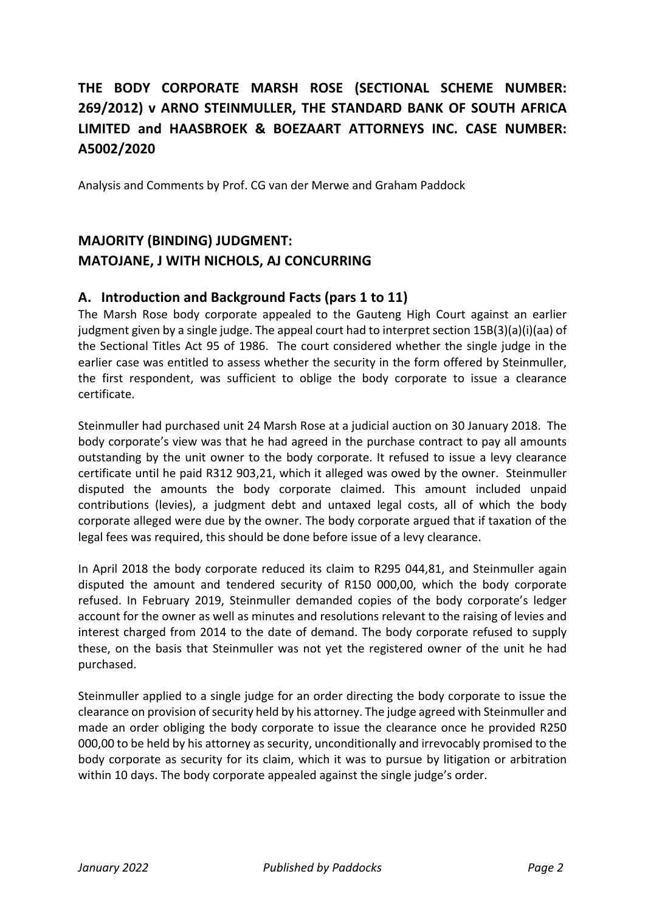# THE BODY CORPORATE MARSH ROSE (SECTIONAL SCHEME NUMBER: 269/2012) v ARNO STEINMULLER, THE STANDARD BANK OF SOUTH AFRICA LIMITED and HAASBROEK & BOEZAART ATTORNEYS INC. CASE NUMBER: A5002/2020

Analysis and Comments by Prof. CG van der Merwe and Graham Paddock

## MAJORITY (BINDING) JUDGMENT: MATOJANE, J WITH NICHOLS, AJ CONCURRING

### A. Introduction and Background Facts (pars 1 to 11)

The Marsh Rose body corporate appealed to the Gauteng High Court against an earlier judgment given by a single judge. The appeal court had to interpret section 15B(3)(a)(i)(aa) of the Sectional Titles Act 95 of 1986. The court considered whether the single judge in the earlier case was entitled to assess whether the security in the form offered by Steinmuller, the first respondent, was sufficient to oblige the body corporate to issue a clearance certificate.

Steinmuller had purchased unit 24 Marsh Rose at a judicial auction on 30 January 2018. The body corporate's view was that he had agreed in the purchase contract to pay all amounts outstanding by the unit owner to the body corporate. It refused to issue a levy clearance certificate until he paid R312 903,21, which it alleged was owed by the owner. Steinmuller disputed the amounts the body corporate claimed. This amount included unpaid contributions (levies), a judgment debt and untaxed legal costs, all of which the body corporate alleged were due by the owner. The body corporate argued that if taxation of the legal fees was required, this should be done before issue of a levy clearance.

In April 2018 the body corporate reduced its claim to R295 044,81, and Steinmuller again disputed the amount and tendered security of R150 000,00, which the body corporate refused. In February 2019, Steinmuller demanded copies of the body corporate's ledger account for the owner as well as minutes and resolutions relevant to the raising of levies and interest charged from 2014 to the date of demand. The body corporate refused to supply these, on the basis that Steinmuller was not yet the registered owner of the unit he had purchased.

Steinmuller applied to a single judge for an order directing the body corporate to issue the clearance on provision of security held by his attorney. The judge agreed with Steinmuller and made an order obliging the body corporate to issue the clearance once he provided R250 000,00 to be held by his attorney as security, unconditionally and irrevocably promised to the body corporate as security for its claim, which it was to pursue by litigation or arbitration within 10 days. The body corporate appealed against the single judge's order.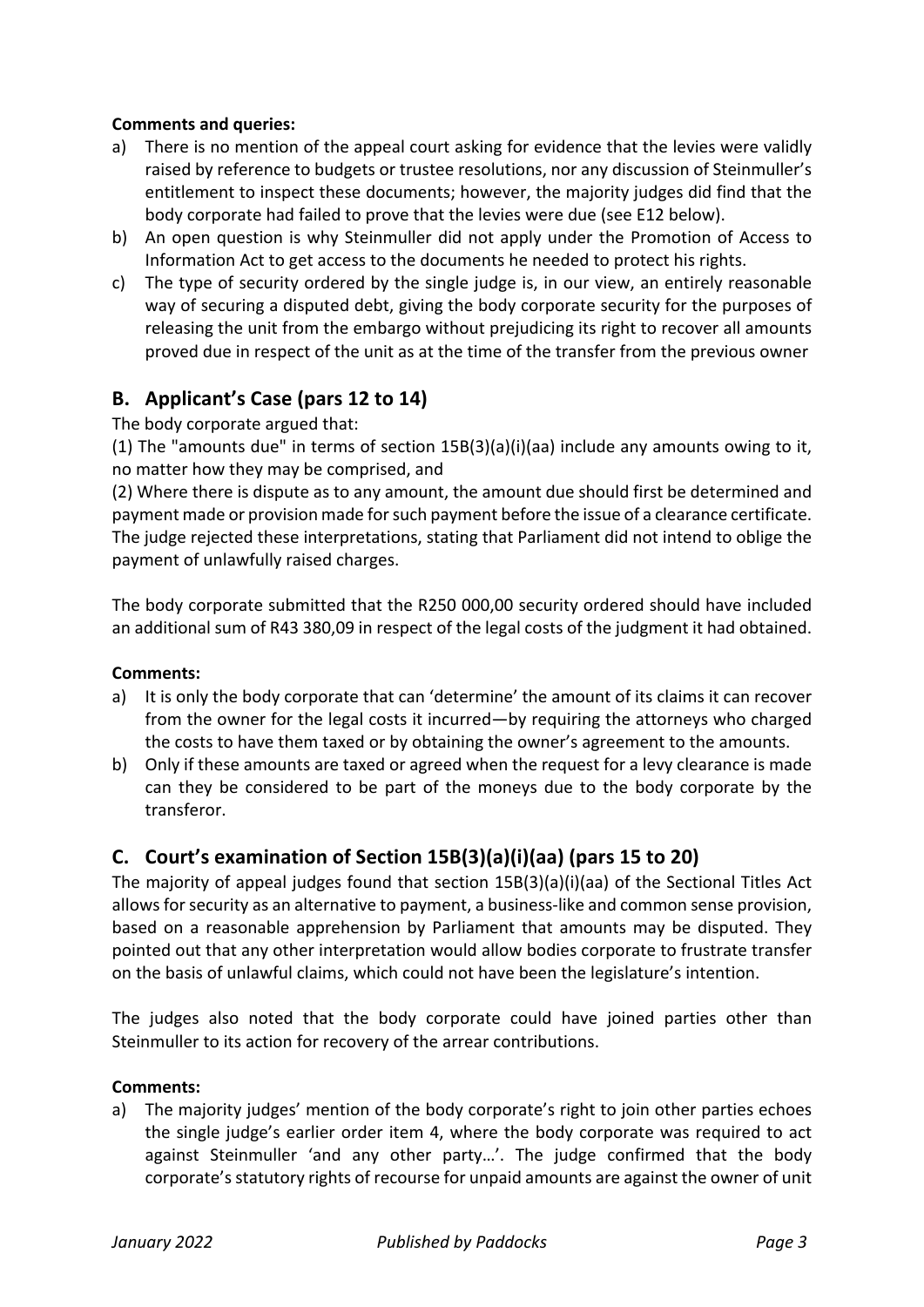**Comments and queries:**

a) There is no mention of the appeal court asking for evidence that the levies were validly raised by reference to budgets or trustee resolutions, nor any discussion of Steinmuller's entitlement to inspect these documents; however, the majority judges did find that the body corporate had failed to prove that the levies were due (see E12 below).

b) An open question is why Steinmuller did not apply under the Promotion of Access to Information Act to get access to the documents he needed to protect his rights.

c) The type of security ordered by the single judge is, in our view, an entirely reasonable way of securing a disputed debt, giving the body corporate security for the purposes of releasing the unit from the embargo without prejudicing its right to recover all amounts proved due in respect of the unit as at the time of the transfer from the previous owner

## B. Applicant's Case (pars 12 to 14)

The body corporate argued that:

(1) The "amounts due" in terms of section 15B(3)(a)(i)(aa) include any amounts owing to it, no matter how they may be comprised, and

(2) Where there is dispute as to any amount, the amount due should first be determined and payment made or provision made for such payment before the issue of a clearance certificate. The judge rejected these interpretations, stating that Parliament did not intend to oblige the payment of unlawfully raised charges.

The body corporate submitted that the R250 000,00 security ordered should have included an additional sum of R43 380,09 in respect of the legal costs of the judgment it had obtained.

**Comments:**

a) It is only the body corporate that can 'determine' the amount of its claims it can recover from the owner for the legal costs it incurred—by requiring the attorneys who charged the costs to have them taxed or by obtaining the owner's agreement to the amounts.

b) Only if these amounts are taxed or agreed when the request for a levy clearance is made can they be considered to be part of the moneys due to the body corporate by the transferor.

## C. Court's examination of Section 15B(3)(a)(i)(aa) (pars 15 to 20)

The majority of appeal judges found that section 15B(3)(a)(i)(aa) of the Sectional Titles Act allows for security as an alternative to payment, a business-like and common sense provision, based on a reasonable apprehension by Parliament that amounts may be disputed. They pointed out that any other interpretation would allow bodies corporate to frustrate transfer on the basis of unlawful claims, which could not have been the legislature's intention.

The judges also noted that the body corporate could have joined parties other than Steinmuller to its action for recovery of the arrear contributions.

**Comments:**

a) The majority judges' mention of the body corporate's right to join other parties echoes the single judge's earlier order item 4, where the body corporate was required to act against Steinmuller 'and any other party…'. The judge confirmed that the body corporate's statutory rights of recourse for unpaid amounts are against the owner of unit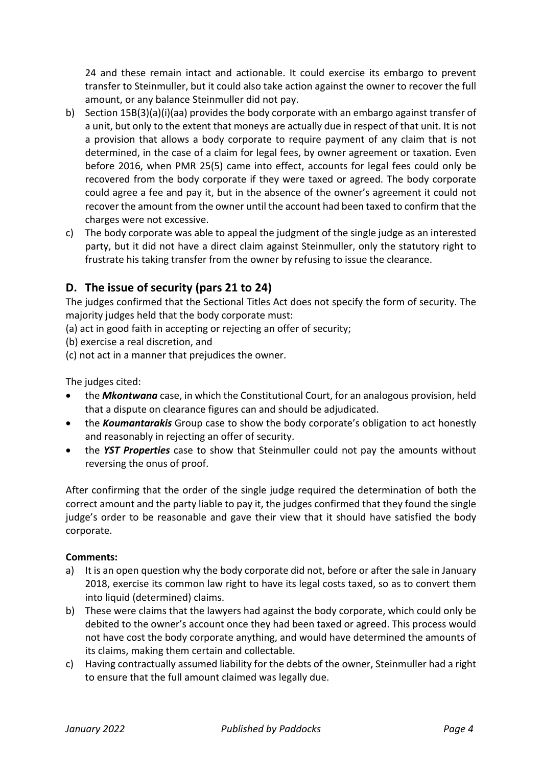24 and these remain intact and actionable. It could exercise its embargo to prevent transfer to Steinmuller, but it could also take action against the owner to recover the full amount, or any balance Steinmuller did not pay.

b) Section 15B(3)(a)(i)(aa) provides the body corporate with an embargo against transfer of a unit, but only to the extent that moneys are actually due in respect of that unit. It is not a provision that allows a body corporate to require payment of any claim that is not determined, in the case of a claim for legal fees, by owner agreement or taxation. Even before 2016, when PMR 25(5) came into effect, accounts for legal fees could only be recovered from the body corporate if they were taxed or agreed. The body corporate could agree a fee and pay it, but in the absence of the owner's agreement it could not recover the amount from the owner until the account had been taxed to confirm that the charges were not excessive.

c) The body corporate was able to appeal the judgment of the single judge as an interested party, but it did not have a direct claim against Steinmuller, only the statutory right to frustrate his taking transfer from the owner by refusing to issue the clearance.

## D. The issue of security (pars 21 to 24)

The judges confirmed that the Sectional Titles Act does not specify the form of security. The majority judges held that the body corporate must:

(a) act in good faith in accepting or rejecting an offer of security;

(b) exercise a real discretion, and

(c) not act in a manner that prejudices the owner.

The judges cited:

- the ***Mkontwana*** case, in which the Constitutional Court, for an analogous provision, held that a dispute on clearance figures can and should be adjudicated.
- the ***Koumantarakis*** Group case to show the body corporate's obligation to act honestly and reasonably in rejecting an offer of security.
- the ***YST Properties*** case to show that Steinmuller could not pay the amounts without reversing the onus of proof.

After confirming that the order of the single judge required the determination of both the correct amount and the party liable to pay it, the judges confirmed that they found the single judge's order to be reasonable and gave their view that it should have satisfied the body corporate.

**Comments:**

a) It is an open question why the body corporate did not, before or after the sale in January 2018, exercise its common law right to have its legal costs taxed, so as to convert them into liquid (determined) claims.

b) These were claims that the lawyers had against the body corporate, which could only be debited to the owner's account once they had been taxed or agreed. This process would not have cost the body corporate anything, and would have determined the amounts of its claims, making them certain and collectable.

c) Having contractually assumed liability for the debts of the owner, Steinmuller had a right to ensure that the full amount claimed was legally due.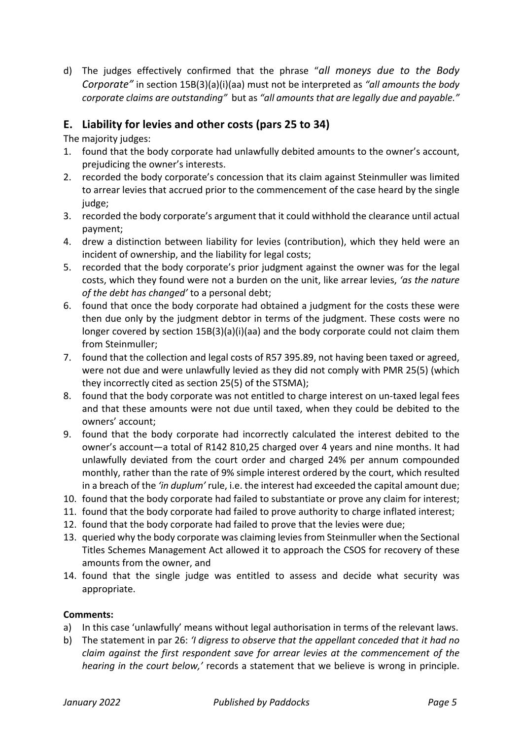d) The judges effectively confirmed that the phrase "*all moneys due to the Body Corporate"* in section 15B(3)(a)(i)(aa) must not be interpreted as *"all amounts the body corporate claims are outstanding"* but as *"all amounts that are legally due and payable."*

## E. Liability for levies and other costs (pars 25 to 34)

The majority judges:

1. found that the body corporate had unlawfully debited amounts to the owner's account, prejudicing the owner's interests.
2. recorded the body corporate's concession that its claim against Steinmuller was limited to arrear levies that accrued prior to the commencement of the case heard by the single judge;
3. recorded the body corporate's argument that it could withhold the clearance until actual payment;
4. drew a distinction between liability for levies (contribution), which they held were an incident of ownership, and the liability for legal costs;
5. recorded that the body corporate's prior judgment against the owner was for the legal costs, which they found were not a burden on the unit, like arrear levies, *'as the nature of the debt has changed'* to a personal debt;
6. found that once the body corporate had obtained a judgment for the costs these were then due only by the judgment debtor in terms of the judgment. These costs were no longer covered by section 15B(3)(a)(i)(aa) and the body corporate could not claim them from Steinmuller;
7. found that the collection and legal costs of R57 395.89, not having been taxed or agreed, were not due and were unlawfully levied as they did not comply with PMR 25(5) (which they incorrectly cited as section 25(5) of the STSMA);
8. found that the body corporate was not entitled to charge interest on un-taxed legal fees and that these amounts were not due until taxed, when they could be debited to the owners' account;
9. found that the body corporate had incorrectly calculated the interest debited to the owner's account—a total of R142 810,25 charged over 4 years and nine months. It had unlawfully deviated from the court order and charged 24% per annum compounded monthly, rather than the rate of 9% simple interest ordered by the court, which resulted in a breach of the *'in duplum'* rule, i.e. the interest had exceeded the capital amount due;
10. found that the body corporate had failed to substantiate or prove any claim for interest;
11. found that the body corporate had failed to prove authority to charge inflated interest;
12. found that the body corporate had failed to prove that the levies were due;
13. queried why the body corporate was claiming levies from Steinmuller when the Sectional Titles Schemes Management Act allowed it to approach the CSOS for recovery of these amounts from the owner, and
14. found that the single judge was entitled to assess and decide what security was appropriate.

**Comments:**

a) In this case 'unlawfully' means without legal authorisation in terms of the relevant laws.

b) The statement in par 26: *'I digress to observe that the appellant conceded that it had no claim against the first respondent save for arrear levies at the commencement of the hearing in the court below,'* records a statement that we believe is wrong in principle.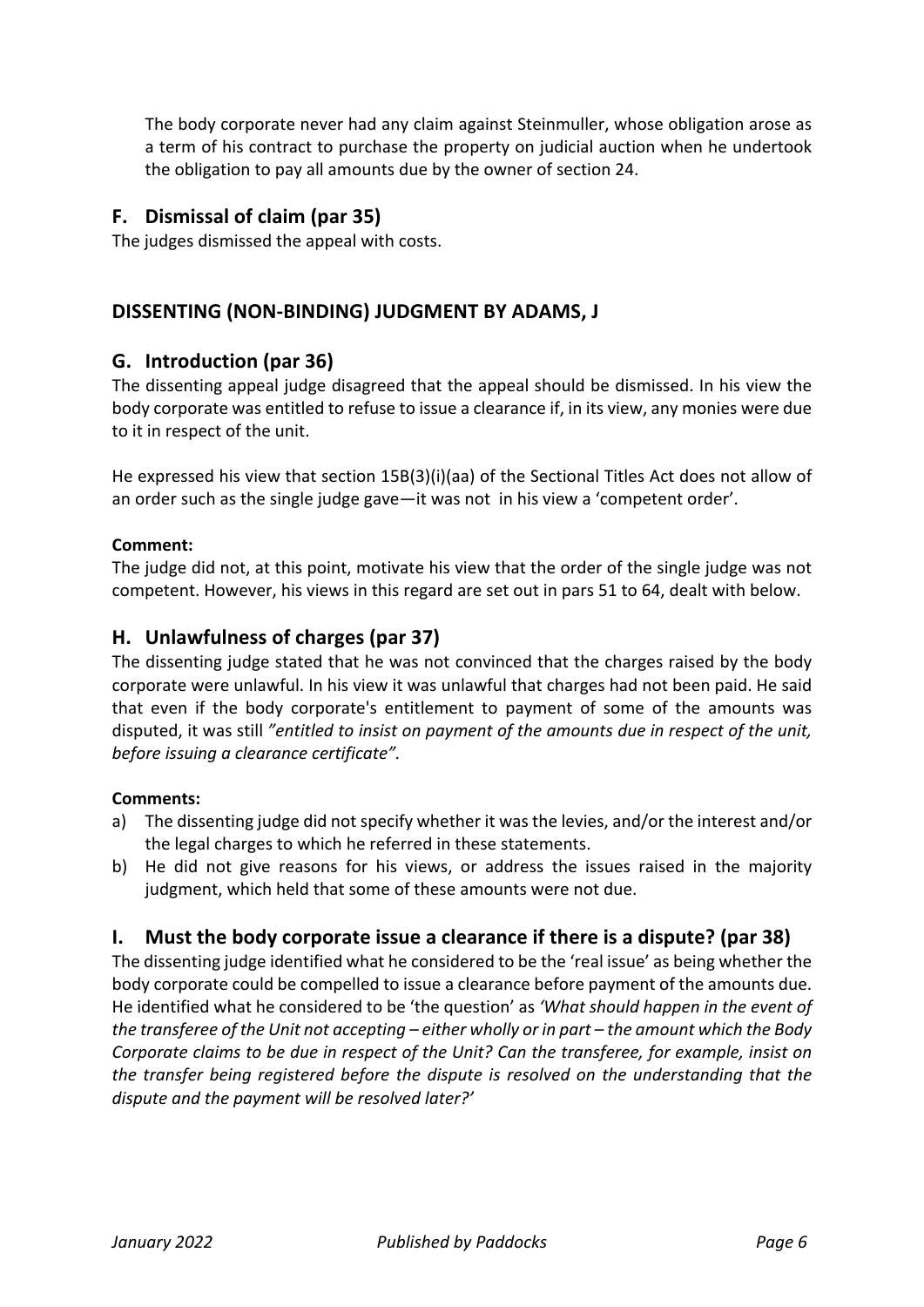The body corporate never had any claim against Steinmuller, whose obligation arose as a term of his contract to purchase the property on judicial auction when he undertook the obligation to pay all amounts due by the owner of section 24.

## F. Dismissal of claim (par 35)

The judges dismissed the appeal with costs.

## DISSENTING (NON-BINDING) JUDGMENT BY ADAMS, J

## G. Introduction (par 36)

The dissenting appeal judge disagreed that the appeal should be dismissed. In his view the body corporate was entitled to refuse to issue a clearance if, in its view, any monies were due to it in respect of the unit.

He expressed his view that section 15B(3)(i)(aa) of the Sectional Titles Act does not allow of an order such as the single judge gave—it was not in his view a 'competent order'.

**Comment:**

The judge did not, at this point, motivate his view that the order of the single judge was not competent. However, his views in this regard are set out in pars 51 to 64, dealt with below.

## H. Unlawfulness of charges (par 37)

The dissenting judge stated that he was not convinced that the charges raised by the body corporate were unlawful. In his view it was unlawful that charges had not been paid. He said that even if the body corporate's entitlement to payment of some of the amounts was disputed, it was still *"entitled to insist on payment of the amounts due in respect of the unit, before issuing a clearance certificate"*.

**Comments:**

a) The dissenting judge did not specify whether it was the levies, and/or the interest and/or the legal charges to which he referred in these statements.
b) He did not give reasons for his views, or address the issues raised in the majority judgment, which held that some of these amounts were not due.

## I. Must the body corporate issue a clearance if there is a dispute? (par 38)

The dissenting judge identified what he considered to be the 'real issue' as being whether the body corporate could be compelled to issue a clearance before payment of the amounts due. He identified what he considered to be 'the question' as *'What should happen in the event of the transferee of the Unit not accepting – either wholly or in part – the amount which the Body Corporate claims to be due in respect of the Unit? Can the transferee, for example, insist on the transfer being registered before the dispute is resolved on the understanding that the dispute and the payment will be resolved later?'*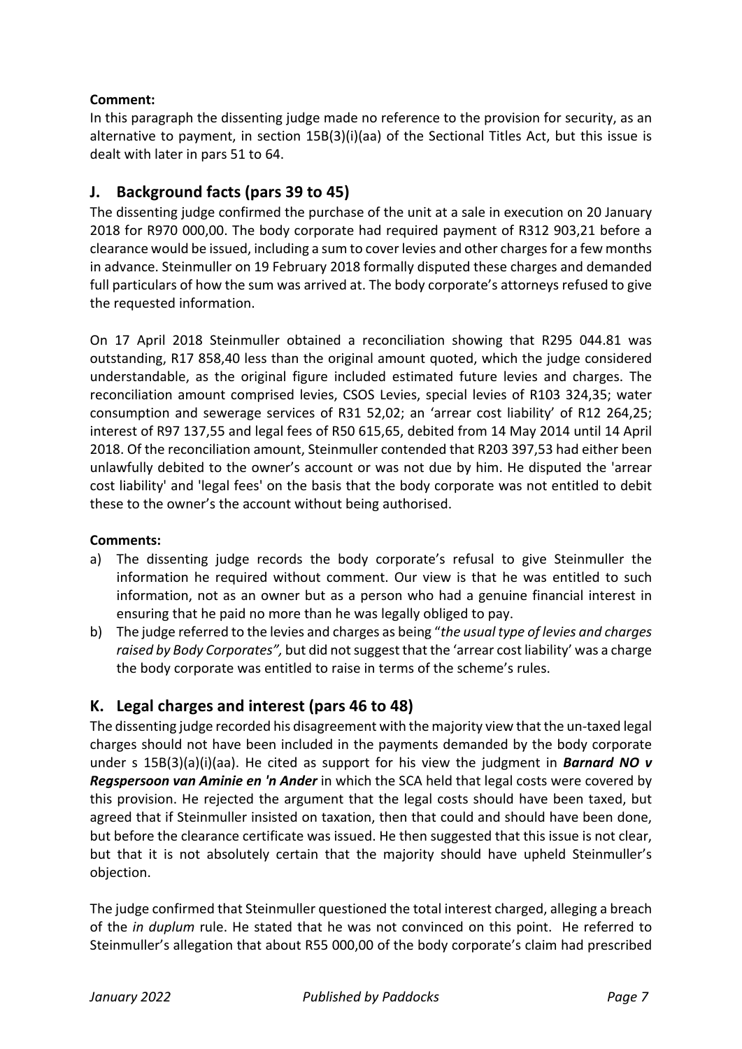**Comment:**
In this paragraph the dissenting judge made no reference to the provision for security, as an alternative to payment, in section 15B(3)(i)(aa) of the Sectional Titles Act, but this issue is dealt with later in pars 51 to 64.

## J. Background facts (pars 39 to 45)

The dissenting judge confirmed the purchase of the unit at a sale in execution on 20 January 2018 for R970 000,00. The body corporate had required payment of R312 903,21 before a clearance would be issued, including a sum to cover levies and other charges for a few months in advance. Steinmuller on 19 February 2018 formally disputed these charges and demanded full particulars of how the sum was arrived at. The body corporate's attorneys refused to give the requested information.

On 17 April 2018 Steinmuller obtained a reconciliation showing that R295 044.81 was outstanding, R17 858,40 less than the original amount quoted, which the judge considered understandable, as the original figure included estimated future levies and charges. The reconciliation amount comprised levies, CSOS Levies, special levies of R103 324,35; water consumption and sewerage services of R31 52,02; an 'arrear cost liability' of R12 264,25; interest of R97 137,55 and legal fees of R50 615,65, debited from 14 May 2014 until 14 April 2018. Of the reconciliation amount, Steinmuller contended that R203 397,53 had either been unlawfully debited to the owner's account or was not due by him. He disputed the 'arrear cost liability' and 'legal fees' on the basis that the body corporate was not entitled to debit these to the owner's the account without being authorised.

**Comments:**

a) The dissenting judge records the body corporate's refusal to give Steinmuller the information he required without comment. Our view is that he was entitled to such information, not as an owner but as a person who had a genuine financial interest in ensuring that he paid no more than he was legally obliged to pay.
b) The judge referred to the levies and charges as being "*the usual type of levies and charges raised by Body Corporates",* but did not suggest that the 'arrear cost liability' was a charge the body corporate was entitled to raise in terms of the scheme's rules.

## K. Legal charges and interest (pars 46 to 48)

The dissenting judge recorded his disagreement with the majority view that the un-taxed legal charges should not have been included in the payments demanded by the body corporate under s 15B(3)(a)(i)(aa). He cited as support for his view the judgment in ***Barnard NO v Regspersoon van Aminie en 'n Ander*** in which the SCA held that legal costs were covered by this provision. He rejected the argument that the legal costs should have been taxed, but agreed that if Steinmuller insisted on taxation, then that could and should have been done, but before the clearance certificate was issued. He then suggested that this issue is not clear, but that it is not absolutely certain that the majority should have upheld Steinmuller's objection.

The judge confirmed that Steinmuller questioned the total interest charged, alleging a breach of the *in duplum* rule. He stated that he was not convinced on this point. He referred to Steinmuller's allegation that about R55 000,00 of the body corporate's claim had prescribed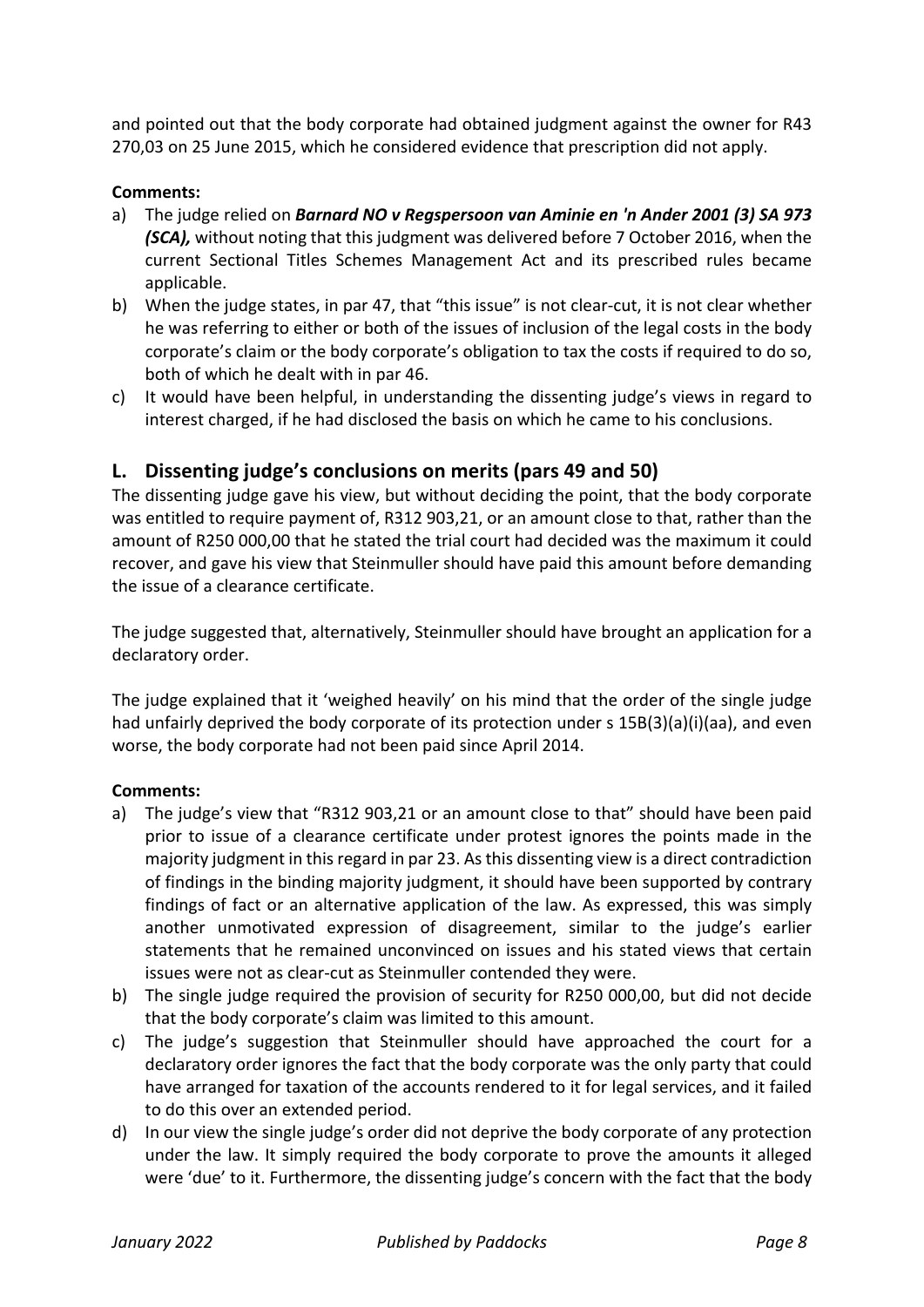and pointed out that the body corporate had obtained judgment against the owner for R43 270,03 on 25 June 2015, which he considered evidence that prescription did not apply.

**Comments:**

a) The judge relied on ***Barnard NO v Regspersoon van Aminie en 'n Ander 2001 (3) SA 973 (SCA),*** without noting that this judgment was delivered before 7 October 2016, when the current Sectional Titles Schemes Management Act and its prescribed rules became applicable.

b) When the judge states, in par 47, that "this issue" is not clear-cut, it is not clear whether he was referring to either or both of the issues of inclusion of the legal costs in the body corporate's claim or the body corporate's obligation to tax the costs if required to do so, both of which he dealt with in par 46.

c) It would have been helpful, in understanding the dissenting judge's views in regard to interest charged, if he had disclosed the basis on which he came to his conclusions.

## L. Dissenting judge's conclusions on merits (pars 49 and 50)

The dissenting judge gave his view, but without deciding the point, that the body corporate was entitled to require payment of, R312 903,21, or an amount close to that, rather than the amount of R250 000,00 that he stated the trial court had decided was the maximum it could recover, and gave his view that Steinmuller should have paid this amount before demanding the issue of a clearance certificate.

The judge suggested that, alternatively, Steinmuller should have brought an application for a declaratory order.

The judge explained that it 'weighed heavily' on his mind that the order of the single judge had unfairly deprived the body corporate of its protection under s 15B(3)(a)(i)(aa), and even worse, the body corporate had not been paid since April 2014.

**Comments:**

a) The judge's view that "R312 903,21 or an amount close to that" should have been paid prior to issue of a clearance certificate under protest ignores the points made in the majority judgment in this regard in par 23. As this dissenting view is a direct contradiction of findings in the binding majority judgment, it should have been supported by contrary findings of fact or an alternative application of the law. As expressed, this was simply another unmotivated expression of disagreement, similar to the judge's earlier statements that he remained unconvinced on issues and his stated views that certain issues were not as clear-cut as Steinmuller contended they were.

b) The single judge required the provision of security for R250 000,00, but did not decide that the body corporate's claim was limited to this amount.

c) The judge's suggestion that Steinmuller should have approached the court for a declaratory order ignores the fact that the body corporate was the only party that could have arranged for taxation of the accounts rendered to it for legal services, and it failed to do this over an extended period.

d) In our view the single judge's order did not deprive the body corporate of any protection under the law. It simply required the body corporate to prove the amounts it alleged were 'due' to it. Furthermore, the dissenting judge's concern with the fact that the body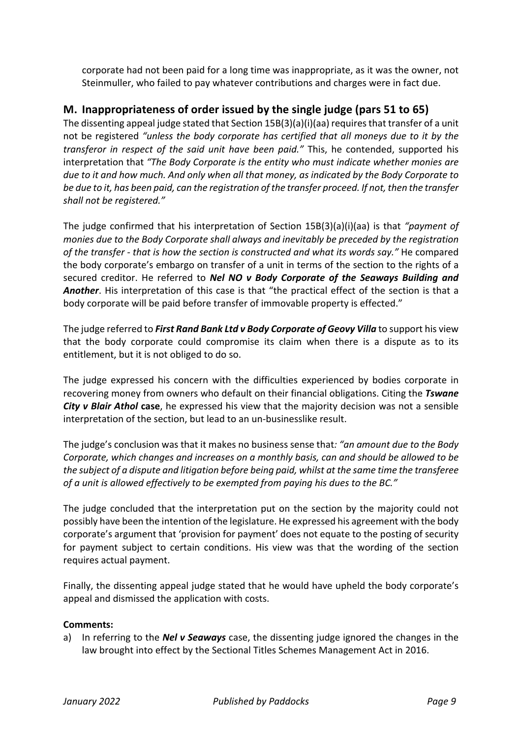corporate had not been paid for a long time was inappropriate, as it was the owner, not Steinmuller, who failed to pay whatever contributions and charges were in fact due.

## M. Inappropriateness of order issued by the single judge (pars 51 to 65)

The dissenting appeal judge stated that Section 15B(3)(a)(i)(aa) requires that transfer of a unit not be registered *"unless the body corporate has certified that all moneys due to it by the transferor in respect of the said unit have been paid."* This, he contended, supported his interpretation that *"The Body Corporate is the entity who must indicate whether monies are due to it and how much. And only when all that money, as indicated by the Body Corporate to be due to it, has been paid, can the registration of the transfer proceed. If not, then the transfer shall not be registered."*

The judge confirmed that his interpretation of Section 15B(3)(a)(i)(aa) is that *"payment of monies due to the Body Corporate shall always and inevitably be preceded by the registration of the transfer - that is how the section is constructed and what its words say."* He compared the body corporate's embargo on transfer of a unit in terms of the section to the rights of a secured creditor. He referred to ***Nel NO v Body Corporate of the Seaways Building and Another***. His interpretation of this case is that "the practical effect of the section is that a body corporate will be paid before transfer of immovable property is effected."

The judge referred to ***First Rand Bank Ltd v Body Corporate of Geovy Villa*** to support his view that the body corporate could compromise its claim when there is a dispute as to its entitlement, but it is not obliged to do so.

The judge expressed his concern with the difficulties experienced by bodies corporate in recovering money from owners who default on their financial obligations. Citing the ***Tswane City v Blair Athol*** **case**, he expressed his view that the majority decision was not a sensible interpretation of the section, but lead to an un-businesslike result.

The judge's conclusion was that it makes no business sense that*: "an amount due to the Body Corporate, which changes and increases on a monthly basis, can and should be allowed to be the subject of a dispute and litigation before being paid, whilst at the same time the transferee of a unit is allowed effectively to be exempted from paying his dues to the BC."*

The judge concluded that the interpretation put on the section by the majority could not possibly have been the intention of the legislature. He expressed his agreement with the body corporate's argument that 'provision for payment' does not equate to the posting of security for payment subject to certain conditions. His view was that the wording of the section requires actual payment.

Finally, the dissenting appeal judge stated that he would have upheld the body corporate's appeal and dismissed the application with costs.

**Comments:**

a) In referring to the ***Nel v Seaways*** case, the dissenting judge ignored the changes in the law brought into effect by the Sectional Titles Schemes Management Act in 2016.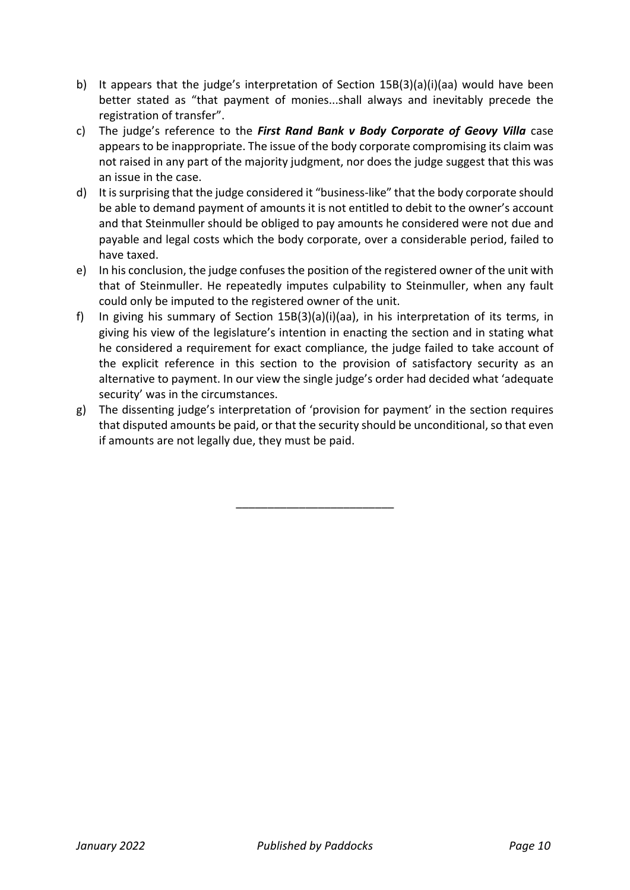b) It appears that the judge's interpretation of Section 15B(3)(a)(i)(aa) would have been better stated as "that payment of monies...shall always and inevitably precede the registration of transfer".
c) The judge's reference to the ***First Rand Bank v Body Corporate of Geovy Villa*** case appears to be inappropriate. The issue of the body corporate compromising its claim was not raised in any part of the majority judgment, nor does the judge suggest that this was an issue in the case.
d) It is surprising that the judge considered it "business-like" that the body corporate should be able to demand payment of amounts it is not entitled to debit to the owner's account and that Steinmuller should be obliged to pay amounts he considered were not due and payable and legal costs which the body corporate, over a considerable period, failed to have taxed.
e) In his conclusion, the judge confuses the position of the registered owner of the unit with that of Steinmuller. He repeatedly imputes culpability to Steinmuller, when any fault could only be imputed to the registered owner of the unit.
f) In giving his summary of Section 15B(3)(a)(i)(aa), in his interpretation of its terms, in giving his view of the legislature's intention in enacting the section and in stating what he considered a requirement for exact compliance, the judge failed to take account of the explicit reference in this section to the provision of satisfactory security as an alternative to payment. In our view the single judge's order had decided what 'adequate security' was in the circumstances.
g) The dissenting judge's interpretation of 'provision for payment' in the section requires that disputed amounts be paid, or that the security should be unconditional, so that even if amounts are not legally due, they must be paid.

---